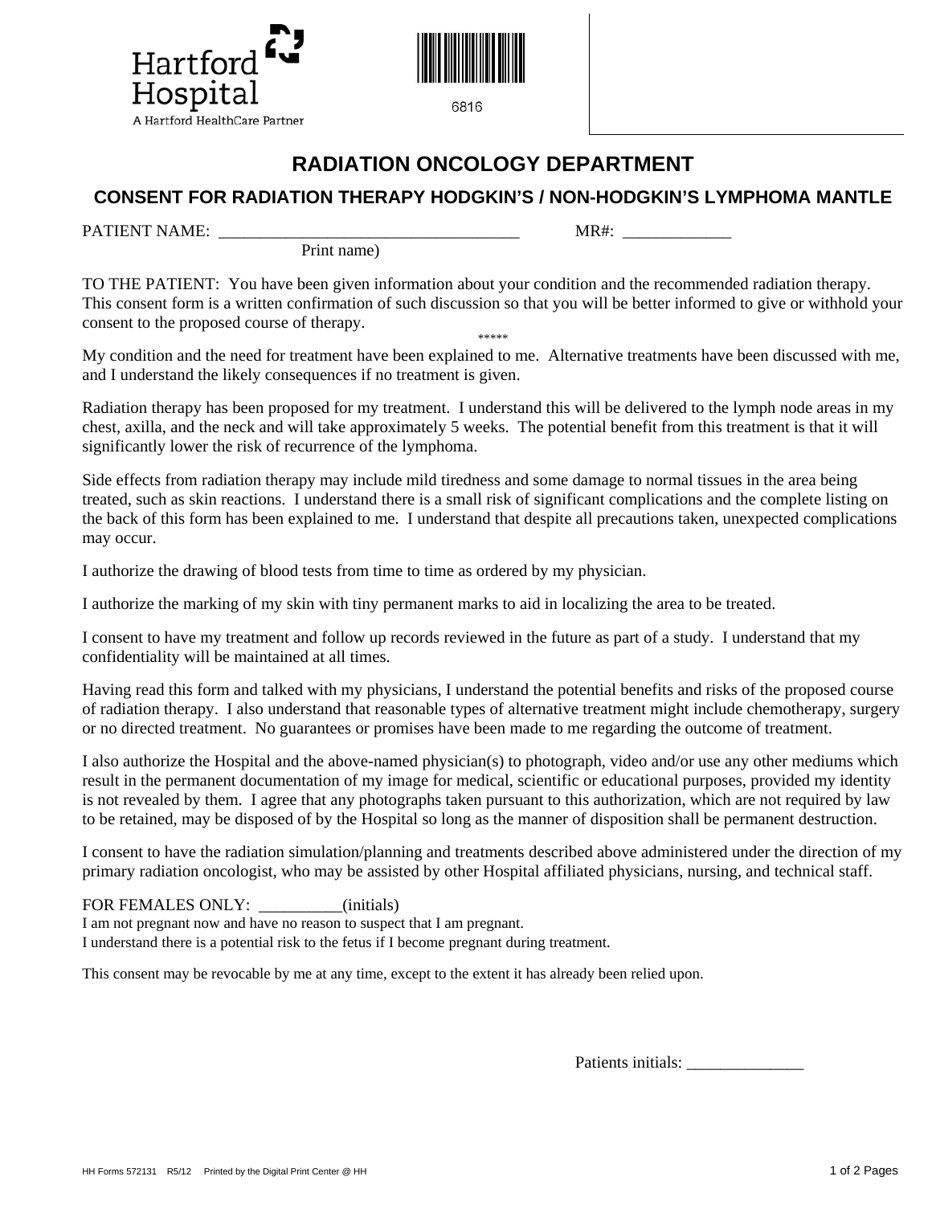Hartford Hospital

A Hartford HealthCare Partner

6816

# RADIATION ONCOLOGY DEPARTMENT

## CONSENT FOR RADIATION THERAPY HODGKIN'S / NON-HODGKIN'S LYMPHOMA MANTLE

PATIENT NAME: ___________________________________ MR#: ____________

Print name)

TO THE PATIENT: You have been given information about your condition and the recommended radiation therapy. This consent form is a written confirmation of such discussion so that you will be better informed to give or withhold your consent to the proposed course of therapy.

*****

My condition and the need for treatment have been explained to me. Alternative treatments have been discussed with me, and I understand the likely consequences if no treatment is given.

Radiation therapy has been proposed for my treatment. I understand this will be delivered to the lymph node areas in my chest, axilla, and the neck and will take approximately 5 weeks. The potential benefit from this treatment is that it will significantly lower the risk of recurrence of the lymphoma.

Side effects from radiation therapy may include mild tiredness and some damage to normal tissues in the area being treated, such as skin reactions. I understand there is a small risk of significant complications and the complete listing on the back of this form has been explained to me. I understand that despite all precautions taken, unexpected complications may occur.

I authorize the drawing of blood tests from time to time as ordered by my physician.

I authorize the marking of my skin with tiny permanent marks to aid in localizing the area to be treated.

I consent to have my treatment and follow up records reviewed in the future as part of a study. I understand that my confidentiality will be maintained at all times.

Having read this form and talked with my physicians, I understand the potential benefits and risks of the proposed course of radiation therapy. I also understand that reasonable types of alternative treatment might include chemotherapy, surgery or no directed treatment. No guarantees or promises have been made to me regarding the outcome of treatment.

I also authorize the Hospital and the above-named physician(s) to photograph, video and/or use any other mediums which result in the permanent documentation of my image for medical, scientific or educational purposes, provided my identity is not revealed by them. I agree that any photographs taken pursuant to this authorization, which are not required by law to be retained, may be disposed of by the Hospital so long as the manner of disposition shall be permanent destruction.

I consent to have the radiation simulation/planning and treatments described above administered under the direction of my primary radiation oncologist, who may be assisted by other Hospital affiliated physicians, nursing, and technical staff.

FOR FEMALES ONLY: __________(initials)

I am not pregnant now and have no reason to suspect that I am pregnant.

I understand there is a potential risk to the fetus if I become pregnant during treatment.

This consent may be revocable by me at any time, except to the extent it has already been relied upon.

Patients initials: ______________

HH Forms 572131 R5/12 Printed by the Digital Print Center @ HH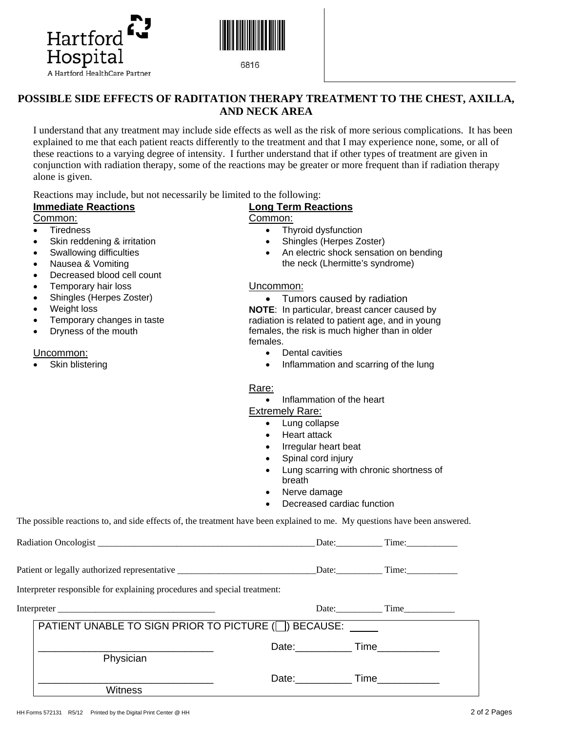Hartford Hospital
A Hartford HealthCare Partner

6816

# POSSIBLE SIDE EFFECTS OF RADITATION THERAPY TREATMENT TO THE CHEST, AXILLA, AND NECK AREA

I understand that any treatment may include side effects as well as the risk of more serious complications. It has been explained to me that each patient reacts differently to the treatment and that I may experience none, some, or all of these reactions to a varying degree of intensity. I further understand that if other types of treatment are given in conjunction with radiation therapy, some of the reactions may be greater or more frequent than if radiation therapy alone is given.

Reactions may include, but not necessarily be limited to the following:

**Immediate Reactions**

Common:

- Tiredness
- Skin reddening & irritation
- Swallowing difficulties
- Nausea & Vomiting
- Decreased blood cell count
- Temporary hair loss
- Shingles (Herpes Zoster)
- Weight loss
- Temporary changes in taste
- Dryness of the mouth

Uncommon:

- Skin blistering

**Long Term Reactions**

Common:

- Thyroid dysfunction
- Shingles (Herpes Zoster)
- An electric shock sensation on bending the neck (Lhermitte's syndrome)

Uncommon:

- Tumors caused by radiation

**NOTE**: In particular, breast cancer caused by radiation is related to patient age, and in young females, the risk is much higher than in older females.

- Dental cavities
- Inflammation and scarring of the lung

Rare:

- Inflammation of the heart

Extremely Rare:

- Lung collapse
- Heart attack
- Irregular heart beat
- Spinal cord injury
- Lung scarring with chronic shortness of breath
- Nerve damage
- Decreased cardiac function

The possible reactions to, and side effects of, the treatment have been explained to me. My questions have been answered.

Radiation Oncologist ______________________________________________ Date:__________ Time:___________

Patient or legally authorized representative ______________________________ Date:__________ Time:___________

Interpreter responsible for explaining procedures and special treatment:

Interpreter ___________________________________ Date:__________ Time___________

PATIENT UNABLE TO SIGN PRIOR TO PICTURE (☐) BECAUSE: _____

______________________________ Date:__________ Time___________
Physician

______________________________ Date:__________ Time___________
Witness

HH Forms 572131 R5/12 Printed by the Digital Print Center @ HH